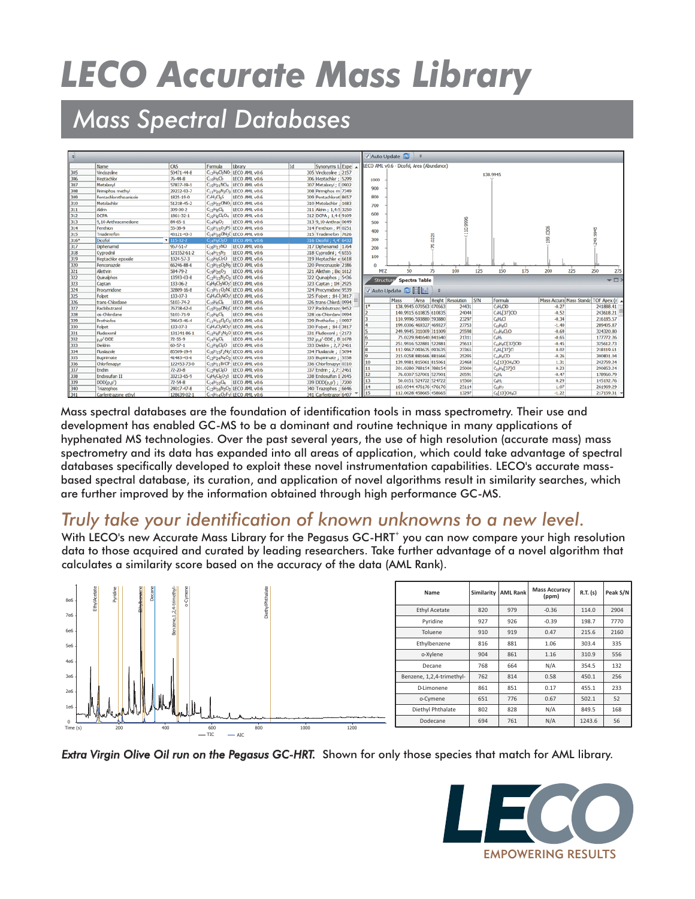# LECO Accurate Mass Library

## Mass Spectral Databases

Mass spectral databases are the foundation of identification tools in mass spectrometry. Their use and development has enabled GC-MS to be a dominant and routine technique in many applications of hyphenated MS technologies. Over the past several years, the use of high resolution (accurate mass) mass spectrometry and its data has expanded into all areas of application, which could take advantage of spectral databases specifically developed to exploit these novel instrumentation capabilities. LECO's accurate mass-based spectral database, its curation, and application of novel algorithms result in similarity searches, which are further improved by the information obtained through high performance GC-MS.

## *Truly take your identification of known unknowns to a new level.*

With LECO's new Accurate Mass Library for the Pegasus GC-HRT+ you can now compare your high resolution data to those acquired and curated by leading researchers. Take further advantage of a novel algorithm that calculates a similarity score based on the accuracy of the data (AML Rank).

| Name | Similarity | AML Rank | Mass Accuracy (ppm) | R.T. (s) | Peak S/N |
|---|---|---|---|---|---|
| Ethyl Acetate | 820 | 979 | -0.36 | 114.0 | 2904 |
| Pyridine | 927 | 926 | -0.39 | 198.7 | 7770 |
| Toluene | 910 | 919 | 0.47 | 215.6 | 2160 |
| Ethylbenzene | 816 | 881 | 1.06 | 303.4 | 335 |
| o-Xylene | 904 | 861 | 1.16 | 310.9 | 556 |
| Decane | 768 | 664 | N/A | 354.5 | 132 |
| Benzene, 1,2,4-trimethyl- | 762 | 814 | 0.58 | 450.1 | 256 |
| D-Limonene | 861 | 851 | 0.17 | 455.1 | 233 |
| o-Cymene | 651 | 776 | 0.67 | 502.1 | 52 |
| Diethyl Phthalate | 802 | 828 | N/A | 849.5 | 168 |
| Dodecane | 694 | 761 | N/A | 1243.6 | 56 |

*Extra Virgin Olive Oil run on the Pegasus GC-HRT.* Shown for only those species that match for AML library.

EMPOWERING RESULTS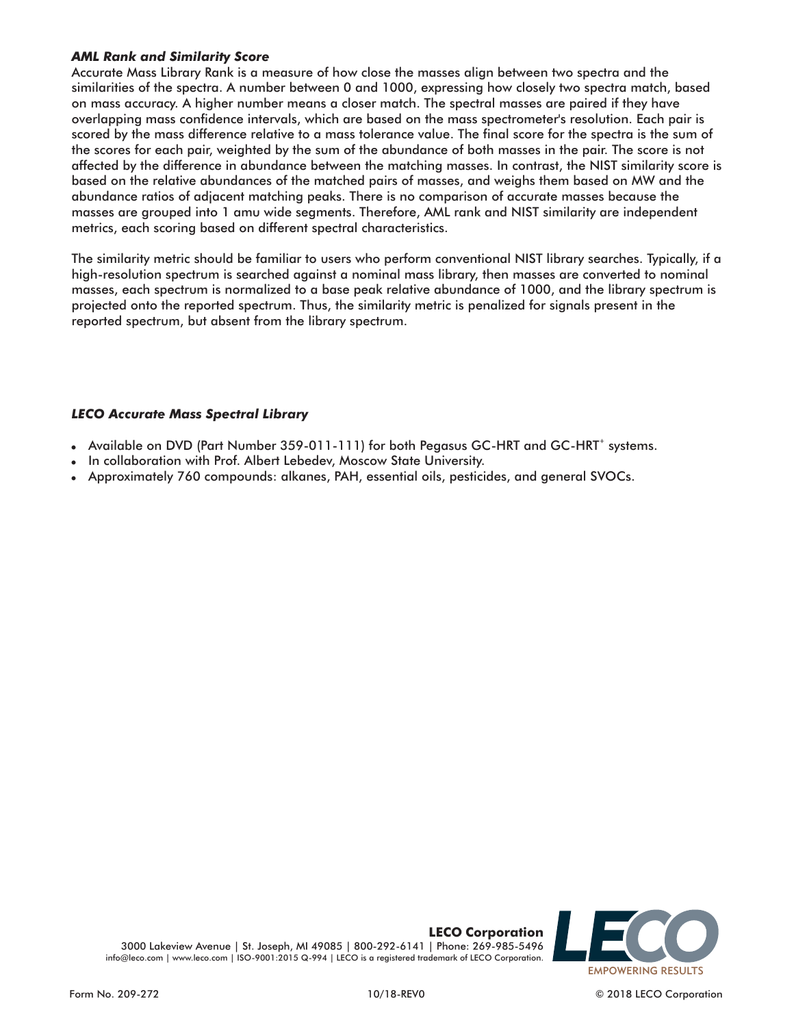### *AML Rank and Similarity Score*

Accurate Mass Library Rank is a measure of how close the masses align between two spectra and the similarities of the spectra. A number between 0 and 1000, expressing how closely two spectra match, based on mass accuracy. A higher number means a closer match. The spectral masses are paired if they have overlapping mass confidence intervals, which are based on the mass spectrometer's resolution. Each pair is scored by the mass difference relative to a mass tolerance value. The final score for the spectra is the sum of the scores for each pair, weighted by the sum of the abundance of both masses in the pair. The score is not affected by the difference in abundance between the matching masses. In contrast, the NIST similarity score is based on the relative abundances of the matched pairs of masses, and weighs them based on MW and the abundance ratios of adjacent matching peaks. There is no comparison of accurate masses because the masses are grouped into 1 amu wide segments. Therefore, AML rank and NIST similarity are independent metrics, each scoring based on different spectral characteristics.

The similarity metric should be familiar to users who perform conventional NIST library searches. Typically, if a high-resolution spectrum is searched against a nominal mass library, then masses are converted to nominal masses, each spectrum is normalized to a base peak relative abundance of 1000, and the library spectrum is projected onto the reported spectrum. Thus, the similarity metric is penalized for signals present in the reported spectrum, but absent from the library spectrum.

### *LECO Accurate Mass Spectral Library*

- Available on DVD (Part Number 359-011-111) for both Pegasus GC-HRT and GC-HRT$^+$ systems.
- In collaboration with Prof. Albert Lebedev, Moscow State University.
- Approximately 760 compounds: alkanes, PAH, essential oils, pesticides, and general SVOCs.

**LECO Corporation**
3000 Lakeview Avenue | St. Joseph, MI 49085 | 800-292-6141 | Phone: 269-985-5496
info@leco.com | www.leco.com | ISO-9001:2015 Q-994 | LECO is a registered trademark of LECO Corporation.

LECO EMPOWERING RESULTS

Form No. 209-272 10/18-REV0 © 2018 LECO Corporation